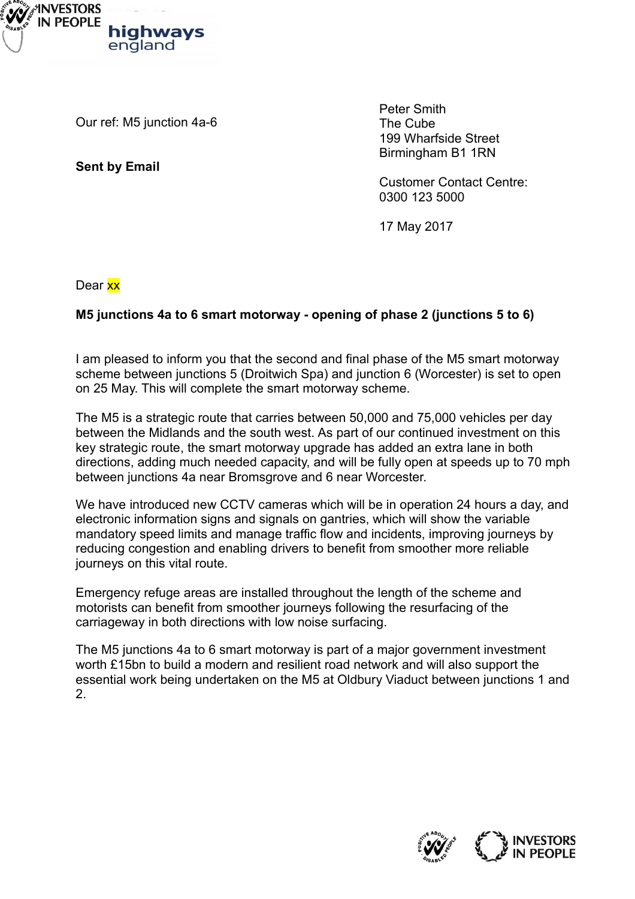Our ref: M5 junction 4a-6

**Sent by Email**

Peter Smith
The Cube
199 Wharfside Street
Birmingham B1 1RN

Customer Contact Centre:
0300 123 5000

17 May 2017

Dear xx

**M5 junctions 4a to 6 smart motorway - opening of phase 2 (junctions 5 to 6)**

I am pleased to inform you that the second and final phase of the M5 smart motorway scheme between junctions 5 (Droitwich Spa) and junction 6 (Worcester) is set to open on 25 May. This will complete the smart motorway scheme.

The M5 is a strategic route that carries between 50,000 and 75,000 vehicles per day between the Midlands and the south west. As part of our continued investment on this key strategic route, the smart motorway upgrade has added an extra lane in both directions, adding much needed capacity, and will be fully open at speeds up to 70 mph between junctions 4a near Bromsgrove and 6 near Worcester.

We have introduced new CCTV cameras which will be in operation 24 hours a day, and electronic information signs and signals on gantries, which will show the variable mandatory speed limits and manage traffic flow and incidents, improving journeys by reducing congestion and enabling drivers to benefit from smoother more reliable journeys on this vital route.

Emergency refuge areas are installed throughout the length of the scheme and motorists can benefit from smoother journeys following the resurfacing of the carriageway in both directions with low noise surfacing.

The M5 junctions 4a to 6 smart motorway is part of a major government investment worth £15bn to build a modern and resilient road network and will also support the essential work being undertaken on the M5 at Oldbury Viaduct between junctions 1 and 2.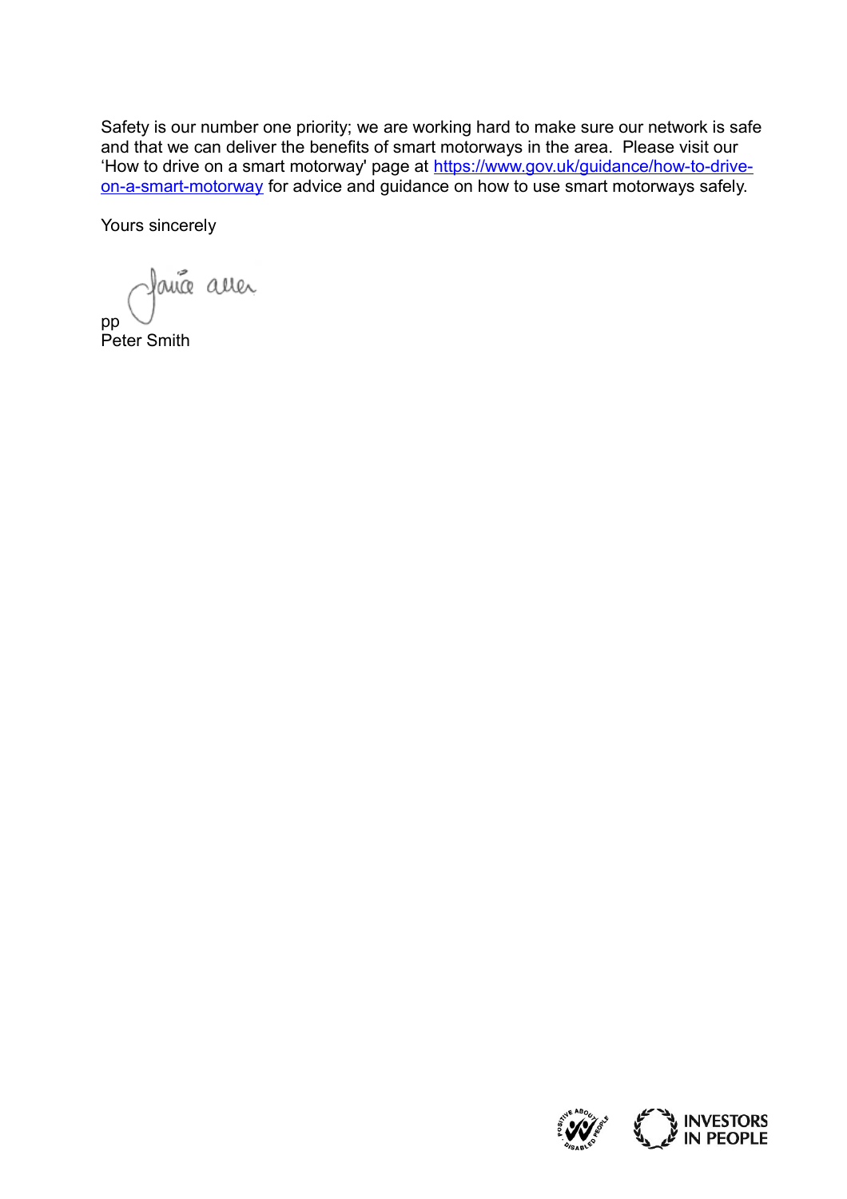Safety is our number one priority; we are working hard to make sure our network is safe and that we can deliver the benefits of smart motorways in the area. Please visit our 'How to drive on a smart motorway' page at [https://www.gov.uk/guidance/how-to-drive-on-a-smart-motorway](https://www.gov.uk/guidance/how-to-drive-on-a-smart-motorway) for advice and guidance on how to use smart motorways safely.

Yours sincerely

pp
Peter Smith